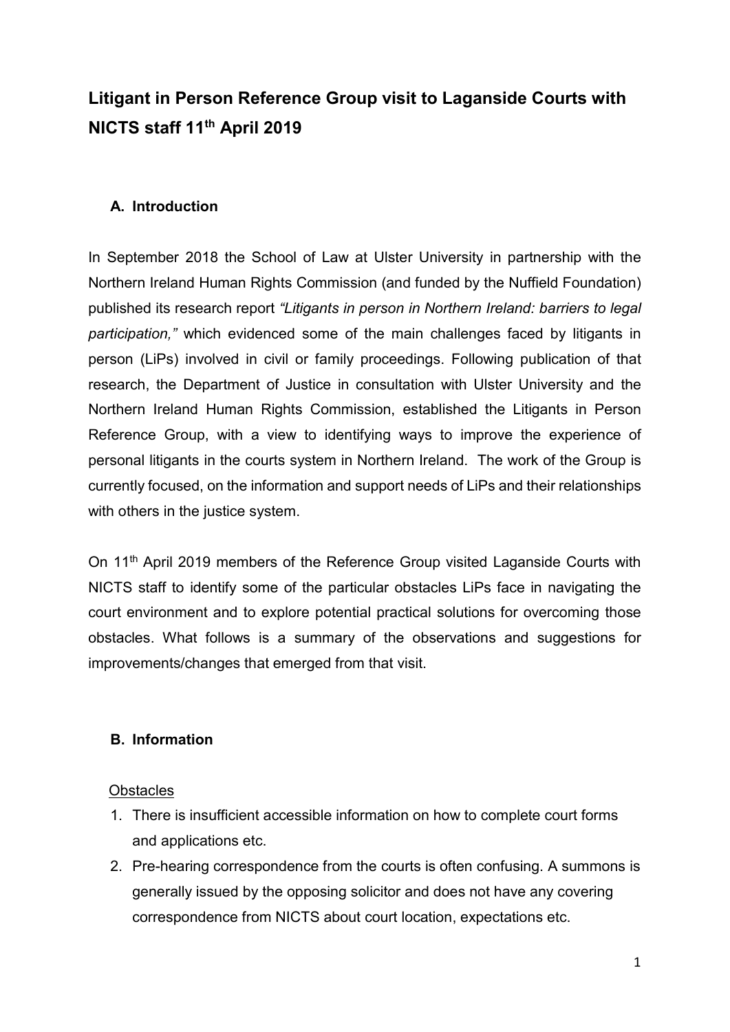# Litigant in Person Reference Group visit to Laganside Courts with NICTS staff 11th April 2019

## A. Introduction

In September 2018 the School of Law at Ulster University in partnership with the Northern Ireland Human Rights Commission (and funded by the Nuffield Foundation) published its research report *"Litigants in person in Northern Ireland: barriers to legal participation,"* which evidenced some of the main challenges faced by litigants in person (LiPs) involved in civil or family proceedings. Following publication of that research, the Department of Justice in consultation with Ulster University and the Northern Ireland Human Rights Commission, established the Litigants in Person Reference Group, with a view to identifying ways to improve the experience of personal litigants in the courts system in Northern Ireland. The work of the Group is currently focused, on the information and support needs of LiPs and their relationships with others in the justice system.

On 11th April 2019 members of the Reference Group visited Laganside Courts with NICTS staff to identify some of the particular obstacles LiPs face in navigating the court environment and to explore potential practical solutions for overcoming those obstacles. What follows is a summary of the observations and suggestions for improvements/changes that emerged from that visit.

## B. Information

Obstacles

1. There is insufficient accessible information on how to complete court forms and applications etc.
2. Pre-hearing correspondence from the courts is often confusing. A summons is generally issued by the opposing solicitor and does not have any covering correspondence from NICTS about court location, expectations etc.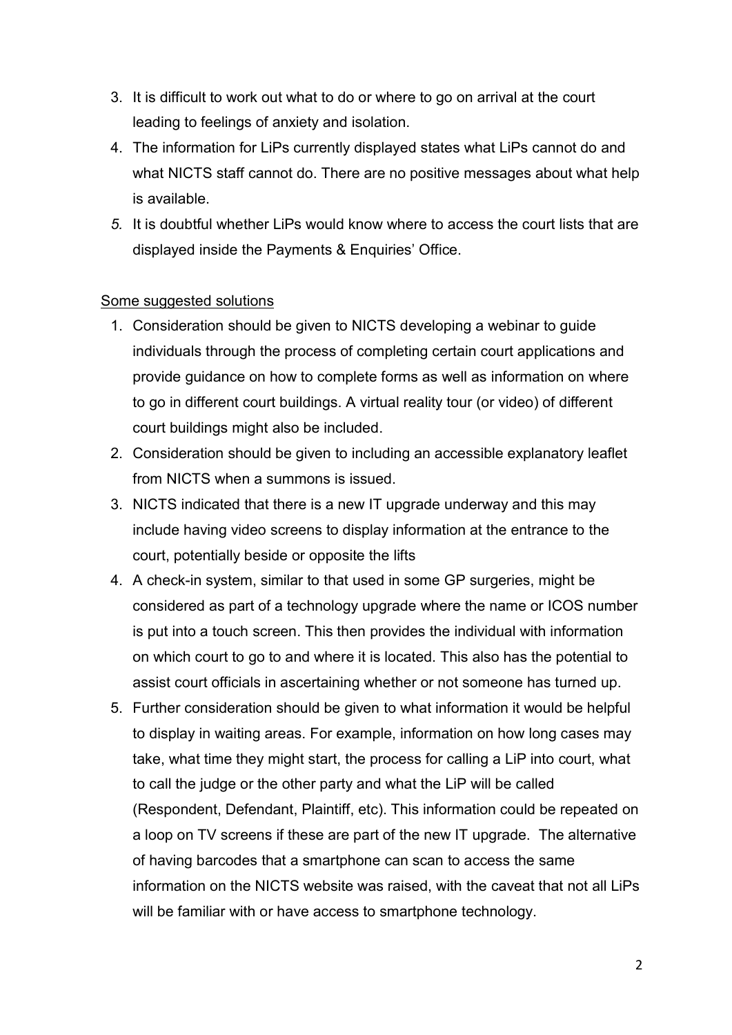3. It is difficult to work out what to do or where to go on arrival at the court leading to feelings of anxiety and isolation.
4. The information for LiPs currently displayed states what LiPs cannot do and what NICTS staff cannot do. There are no positive messages about what help is available.
5. It is doubtful whether LiPs would know where to access the court lists that are displayed inside the Payments & Enquiries' Office.

<u>Some suggested solutions</u>

1. Consideration should be given to NICTS developing a webinar to guide individuals through the process of completing certain court applications and provide guidance on how to complete forms as well as information on where to go in different court buildings. A virtual reality tour (or video) of different court buildings might also be included.
2. Consideration should be given to including an accessible explanatory leaflet from NICTS when a summons is issued.
3. NICTS indicated that there is a new IT upgrade underway and this may include having video screens to display information at the entrance to the court, potentially beside or opposite the lifts
4. A check-in system, similar to that used in some GP surgeries, might be considered as part of a technology upgrade where the name or ICOS number is put into a touch screen. This then provides the individual with information on which court to go to and where it is located. This also has the potential to assist court officials in ascertaining whether or not someone has turned up.
5. Further consideration should be given to what information it would be helpful to display in waiting areas. For example, information on how long cases may take, what time they might start, the process for calling a LiP into court, what to call the judge or the other party and what the LiP will be called (Respondent, Defendant, Plaintiff, etc). This information could be repeated on a loop on TV screens if these are part of the new IT upgrade. The alternative of having barcodes that a smartphone can scan to access the same information on the NICTS website was raised, with the caveat that not all LiPs will be familiar with or have access to smartphone technology.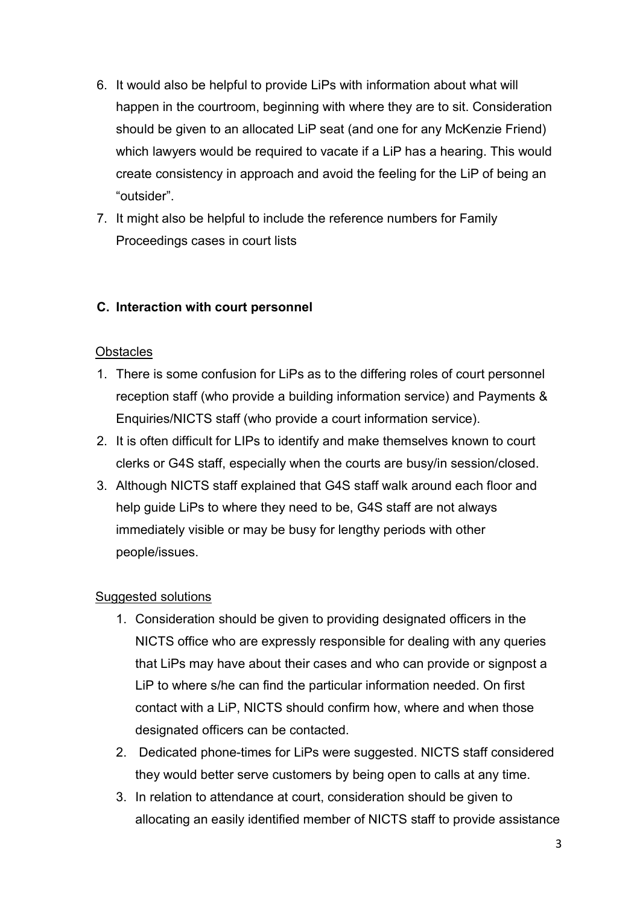6. It would also be helpful to provide LiPs with information about what will happen in the courtroom, beginning with where they are to sit. Consideration should be given to an allocated LiP seat (and one for any McKenzie Friend) which lawyers would be required to vacate if a LiP has a hearing. This would create consistency in approach and avoid the feeling for the LiP of being an "outsider".
7. It might also be helpful to include the reference numbers for Family Proceedings cases in court lists

### C. Interaction with court personnel

Obstacles

1. There is some confusion for LiPs as to the differing roles of court personnel reception staff (who provide a building information service) and Payments & Enquiries/NICTS staff (who provide a court information service).
2. It is often difficult for LIPs to identify and make themselves known to court clerks or G4S staff, especially when the courts are busy/in session/closed.
3. Although NICTS staff explained that G4S staff walk around each floor and help guide LiPs to where they need to be, G4S staff are not always immediately visible or may be busy for lengthy periods with other people/issues.

Suggested solutions

1. Consideration should be given to providing designated officers in the NICTS office who are expressly responsible for dealing with any queries that LiPs may have about their cases and who can provide or signpost a LiP to where s/he can find the particular information needed. On first contact with a LiP, NICTS should confirm how, where and when those designated officers can be contacted.
2. Dedicated phone-times for LiPs were suggested. NICTS staff considered they would better serve customers by being open to calls at any time.
3. In relation to attendance at court, consideration should be given to allocating an easily identified member of NICTS staff to provide assistance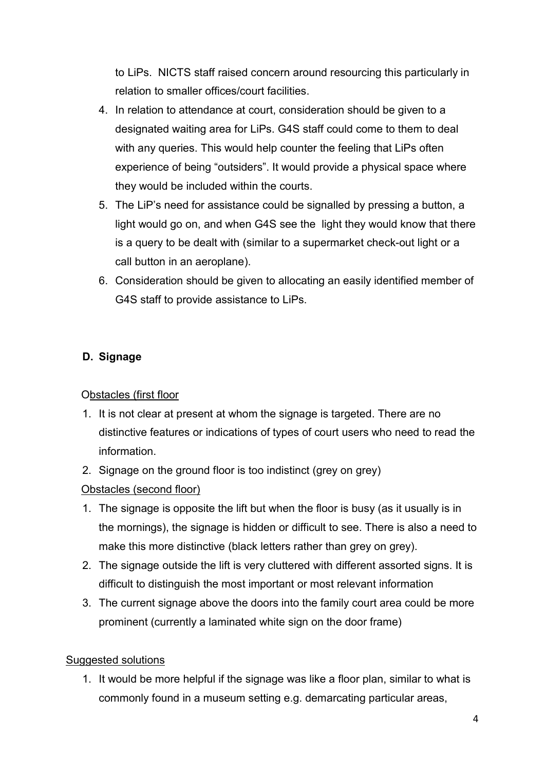to LiPs. NICTS staff raised concern around resourcing this particularly in relation to smaller offices/court facilities.

4. In relation to attendance at court, consideration should be given to a designated waiting area for LiPs. G4S staff could come to them to deal with any queries. This would help counter the feeling that LiPs often experience of being "outsiders". It would provide a physical space where they would be included within the courts.
5. The LiP's need for assistance could be signalled by pressing a button, a light would go on, and when G4S see the light they would know that there is a query to be dealt with (similar to a supermarket check-out light or a call button in an aeroplane).
6. Consideration should be given to allocating an easily identified member of G4S staff to provide assistance to LiPs.

## D. Signage

Obstacles (first floor)

1. It is not clear at present at whom the signage is targeted. There are no distinctive features or indications of types of court users who need to read the information.
2. Signage on the ground floor is too indistinct (grey on grey)

Obstacles (second floor)

1. The signage is opposite the lift but when the floor is busy (as it usually is in the mornings), the signage is hidden or difficult to see. There is also a need to make this more distinctive (black letters rather than grey on grey).
2. The signage outside the lift is very cluttered with different assorted signs. It is difficult to distinguish the most important or most relevant information
3. The current signage above the doors into the family court area could be more prominent (currently a laminated white sign on the door frame)

Suggested solutions

1. It would be more helpful if the signage was like a floor plan, similar to what is commonly found in a museum setting e.g. demarcating particular areas,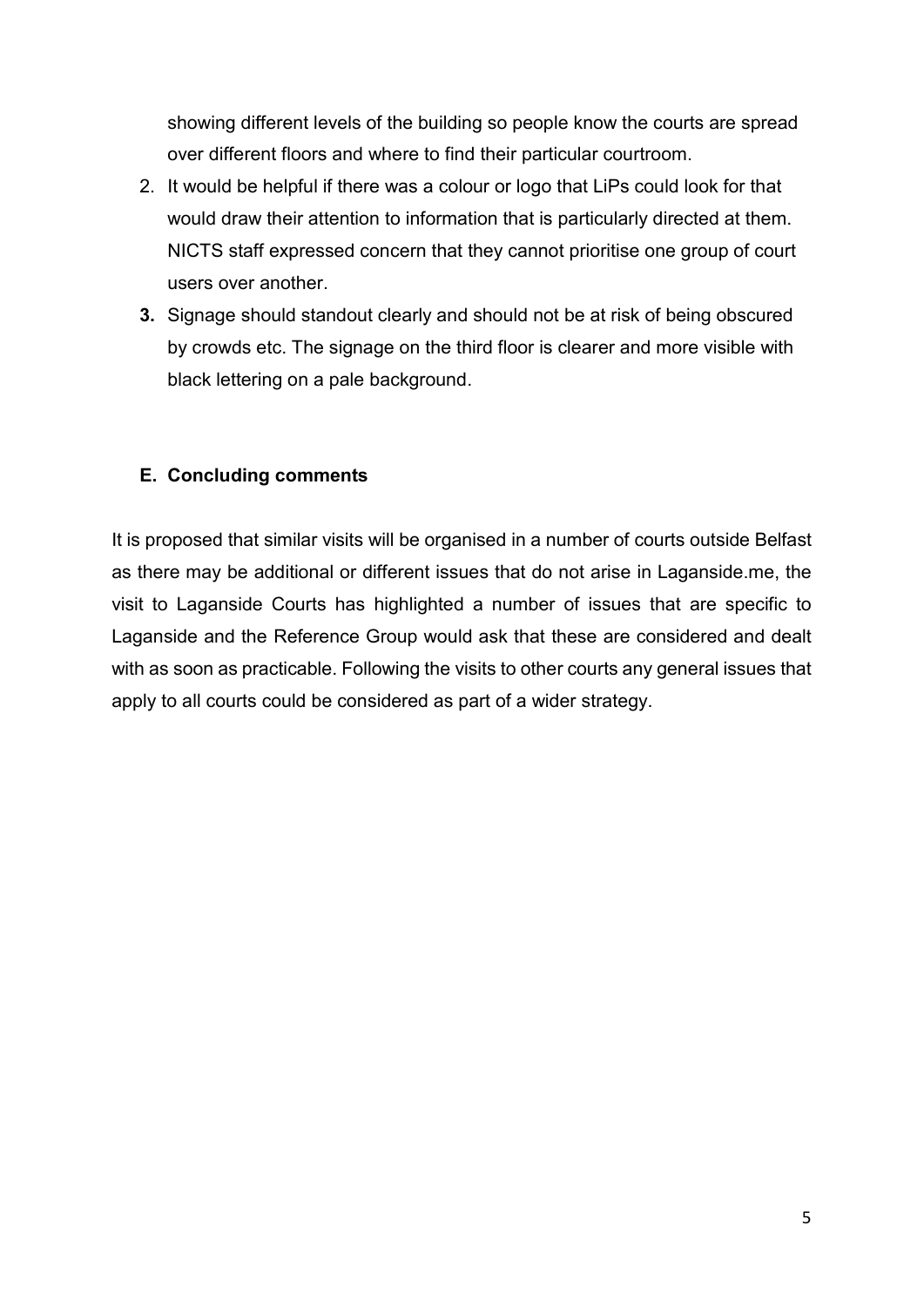showing different levels of the building so people know the courts are spread over different floors and where to find their particular courtroom.

2. It would be helpful if there was a colour or logo that LiPs could look for that would draw their attention to information that is particularly directed at them. NICTS staff expressed concern that they cannot prioritise one group of court users over another.
3. Signage should standout clearly and should not be at risk of being obscured by crowds etc. The signage on the third floor is clearer and more visible with black lettering on a pale background.

## E. Concluding comments

It is proposed that similar visits will be organised in a number of courts outside Belfast as there may be additional or different issues that do not arise in Laganside.me, the visit to Laganside Courts has highlighted a number of issues that are specific to Laganside and the Reference Group would ask that these are considered and dealt with as soon as practicable. Following the visits to other courts any general issues that apply to all courts could be considered as part of a wider strategy.